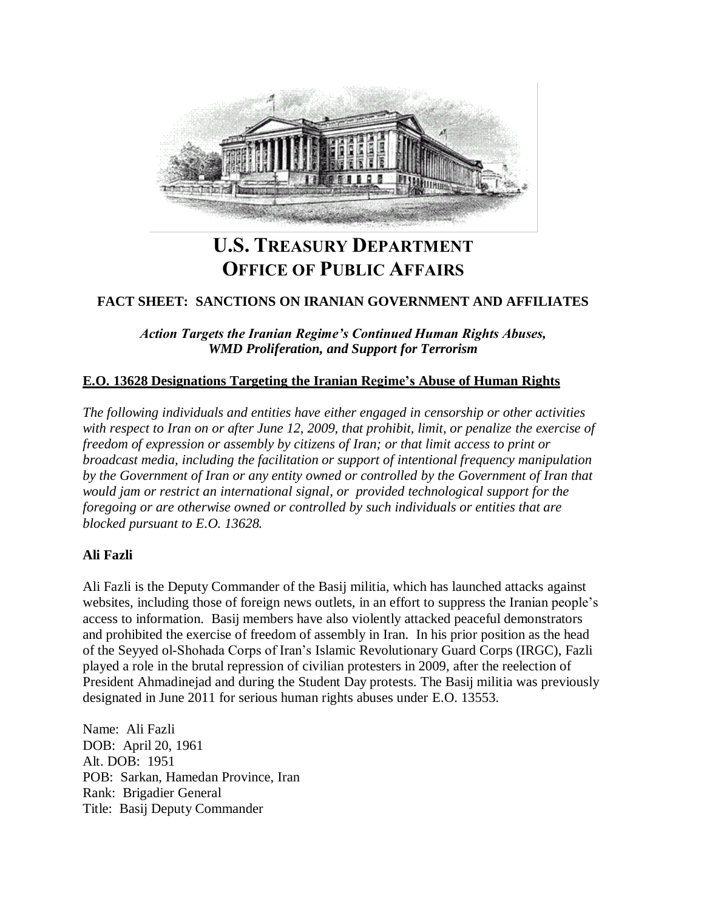# U.S. Treasury Department
# Office of Public Affairs

## FACT SHEET: SANCTIONS ON IRANIAN GOVERNMENT AND AFFILIATES

*Action Targets the Iranian Regime's Continued Human Rights Abuses, WMD Proliferation, and Support for Terrorism*

### E.O. 13628 Designations Targeting the Iranian Regime's Abuse of Human Rights

*The following individuals and entities have either engaged in censorship or other activities with respect to Iran on or after June 12, 2009, that prohibit, limit, or penalize the exercise of freedom of expression or assembly by citizens of Iran; or that limit access to print or broadcast media, including the facilitation or support of intentional frequency manipulation by the Government of Iran or any entity owned or controlled by the Government of Iran that would jam or restrict an international signal, or provided technological support for the foregoing or are otherwise owned or controlled by such individuals or entities that are blocked pursuant to E.O. 13628.*

**Ali Fazli**

Ali Fazli is the Deputy Commander of the Basij militia, which has launched attacks against websites, including those of foreign news outlets, in an effort to suppress the Iranian people's access to information. Basij members have also violently attacked peaceful demonstrators and prohibited the exercise of freedom of assembly in Iran. In his prior position as the head of the Seyyed ol-Shohada Corps of Iran's Islamic Revolutionary Guard Corps (IRGC), Fazli played a role in the brutal repression of civilian protesters in 2009, after the reelection of President Ahmadinejad and during the Student Day protests. The Basij militia was previously designated in June 2011 for serious human rights abuses under E.O. 13553.

Name: Ali Fazli
DOB: April 20, 1961
Alt. DOB: 1951
POB: Sarkan, Hamedan Province, Iran
Rank: Brigadier General
Title: Basij Deputy Commander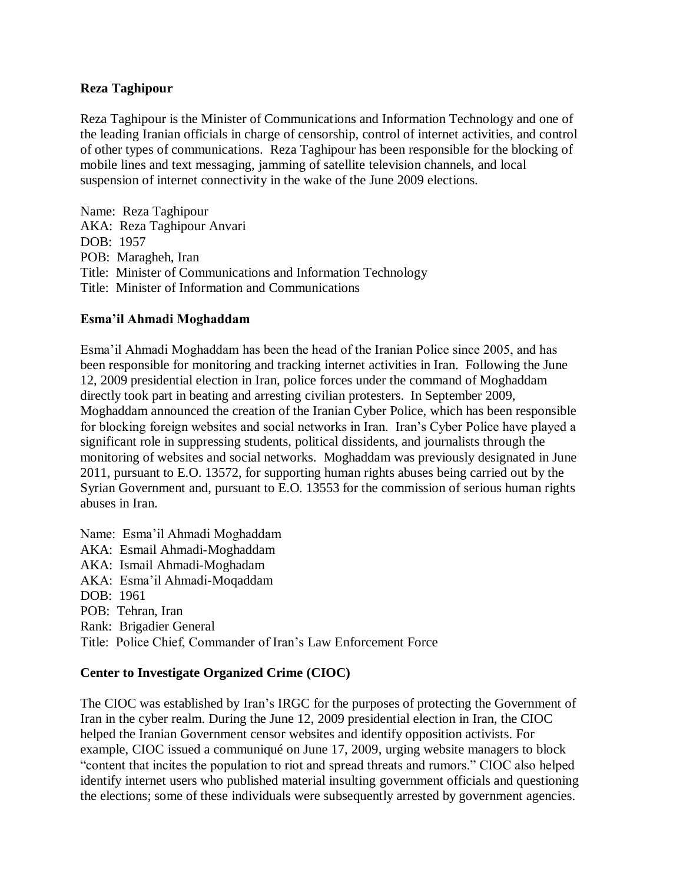**Reza Taghipour**

Reza Taghipour is the Minister of Communications and Information Technology and one of the leading Iranian officials in charge of censorship, control of internet activities, and control of other types of communications. Reza Taghipour has been responsible for the blocking of mobile lines and text messaging, jamming of satellite television channels, and local suspension of internet connectivity in the wake of the June 2009 elections.

Name: Reza Taghipour
AKA: Reza Taghipour Anvari
DOB: 1957
POB: Maragheh, Iran
Title: Minister of Communications and Information Technology
Title: Minister of Information and Communications

**Esma'il Ahmadi Moghaddam**

Esma'il Ahmadi Moghaddam has been the head of the Iranian Police since 2005, and has been responsible for monitoring and tracking internet activities in Iran. Following the June 12, 2009 presidential election in Iran, police forces under the command of Moghaddam directly took part in beating and arresting civilian protesters. In September 2009, Moghaddam announced the creation of the Iranian Cyber Police, which has been responsible for blocking foreign websites and social networks in Iran. Iran's Cyber Police have played a significant role in suppressing students, political dissidents, and journalists through the monitoring of websites and social networks. Moghaddam was previously designated in June 2011, pursuant to E.O. 13572, for supporting human rights abuses being carried out by the Syrian Government and, pursuant to E.O. 13553 for the commission of serious human rights abuses in Iran.

Name: Esma'il Ahmadi Moghaddam
AKA: Esmail Ahmadi-Moghaddam
AKA: Ismail Ahmadi-Moghadam
AKA: Esma'il Ahmadi-Moqaddam
DOB: 1961
POB: Tehran, Iran
Rank: Brigadier General
Title: Police Chief, Commander of Iran's Law Enforcement Force

**Center to Investigate Organized Crime (CIOC)**

The CIOC was established by Iran's IRGC for the purposes of protecting the Government of Iran in the cyber realm. During the June 12, 2009 presidential election in Iran, the CIOC helped the Iranian Government censor websites and identify opposition activists. For example, CIOC issued a communiqué on June 17, 2009, urging website managers to block "content that incites the population to riot and spread threats and rumors." CIOC also helped identify internet users who published material insulting government officials and questioning the elections; some of these individuals were subsequently arrested by government agencies.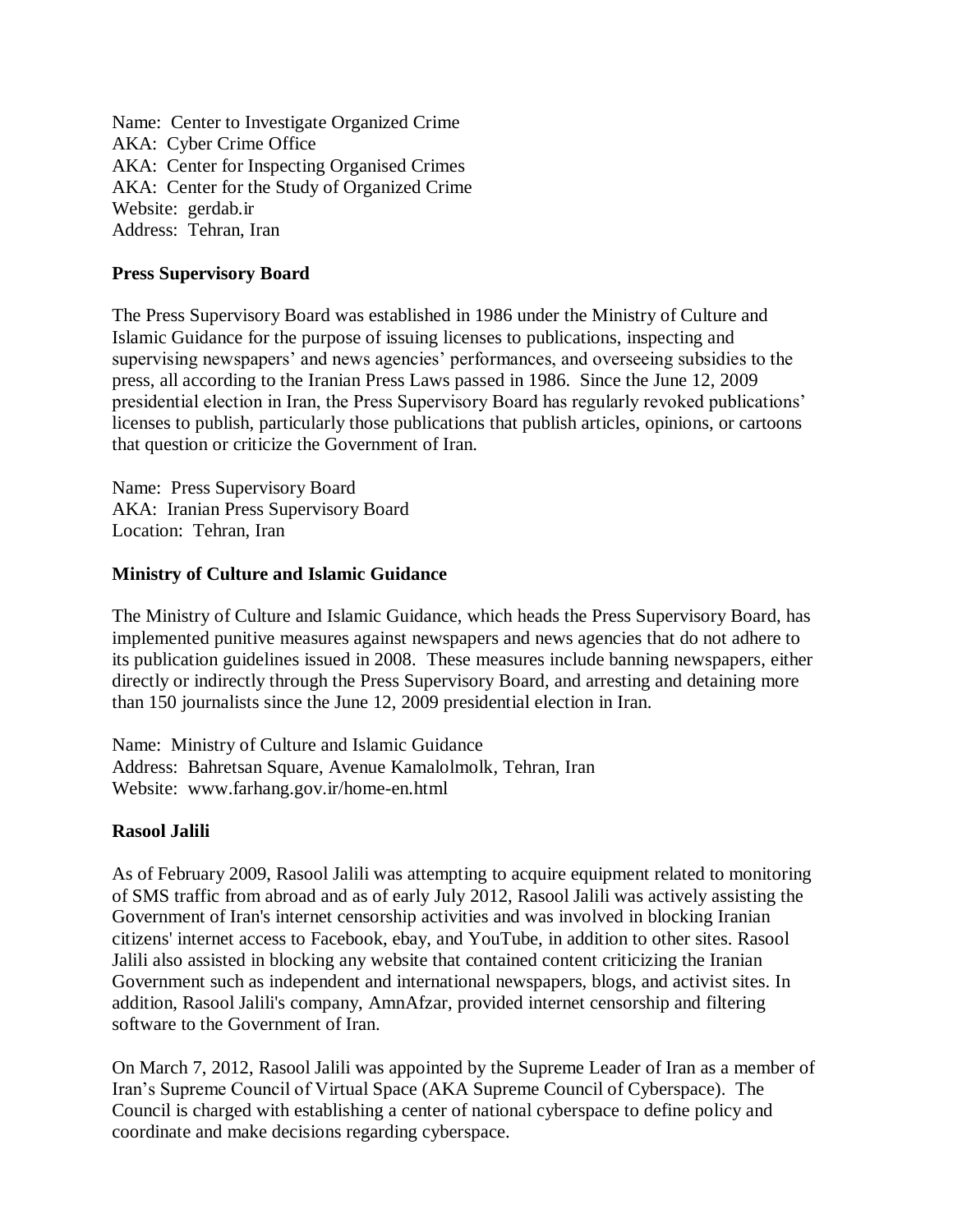Name: Center to Investigate Organized Crime
AKA: Cyber Crime Office
AKA: Center for Inspecting Organised Crimes
AKA: Center for the Study of Organized Crime
Website: gerdab.ir
Address: Tehran, Iran

**Press Supervisory Board**

The Press Supervisory Board was established in 1986 under the Ministry of Culture and Islamic Guidance for the purpose of issuing licenses to publications, inspecting and supervising newspapers' and news agencies' performances, and overseeing subsidies to the press, all according to the Iranian Press Laws passed in 1986. Since the June 12, 2009 presidential election in Iran, the Press Supervisory Board has regularly revoked publications' licenses to publish, particularly those publications that publish articles, opinions, or cartoons that question or criticize the Government of Iran.

Name: Press Supervisory Board
AKA: Iranian Press Supervisory Board
Location: Tehran, Iran

**Ministry of Culture and Islamic Guidance**

The Ministry of Culture and Islamic Guidance, which heads the Press Supervisory Board, has implemented punitive measures against newspapers and news agencies that do not adhere to its publication guidelines issued in 2008. These measures include banning newspapers, either directly or indirectly through the Press Supervisory Board, and arresting and detaining more than 150 journalists since the June 12, 2009 presidential election in Iran.

Name: Ministry of Culture and Islamic Guidance
Address: Bahretsan Square, Avenue Kamalolmolk, Tehran, Iran
Website: www.farhang.gov.ir/home-en.html

**Rasool Jalili**

As of February 2009, Rasool Jalili was attempting to acquire equipment related to monitoring of SMS traffic from abroad and as of early July 2012, Rasool Jalili was actively assisting the Government of Iran's internet censorship activities and was involved in blocking Iranian citizens' internet access to Facebook, ebay, and YouTube, in addition to other sites. Rasool Jalili also assisted in blocking any website that contained content criticizing the Iranian Government such as independent and international newspapers, blogs, and activist sites. In addition, Rasool Jalili's company, AmnAfzar, provided internet censorship and filtering software to the Government of Iran.

On March 7, 2012, Rasool Jalili was appointed by the Supreme Leader of Iran as a member of Iran's Supreme Council of Virtual Space (AKA Supreme Council of Cyberspace). The Council is charged with establishing a center of national cyberspace to define policy and coordinate and make decisions regarding cyberspace.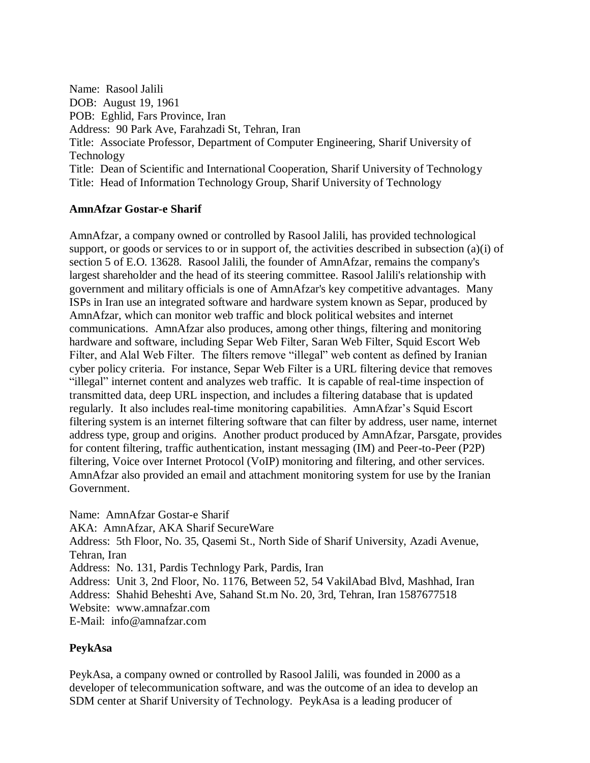Name: Rasool Jalili
DOB: August 19, 1961
POB: Eghlid, Fars Province, Iran
Address: 90 Park Ave, Farahzadi St, Tehran, Iran
Title: Associate Professor, Department of Computer Engineering, Sharif University of Technology
Title: Dean of Scientific and International Cooperation, Sharif University of Technology
Title: Head of Information Technology Group, Sharif University of Technology

**AmnAfzar Gostar-e Sharif**

AmnAfzar, a company owned or controlled by Rasool Jalili, has provided technological support, or goods or services to or in support of, the activities described in subsection (a)(i) of section 5 of E.O. 13628. Rasool Jalili, the founder of AmnAfzar, remains the company's largest shareholder and the head of its steering committee. Rasool Jalili's relationship with government and military officials is one of AmnAfzar's key competitive advantages. Many ISPs in Iran use an integrated software and hardware system known as Separ, produced by AmnAfzar, which can monitor web traffic and block political websites and internet communications. AmnAfzar also produces, among other things, filtering and monitoring hardware and software, including Separ Web Filter, Saran Web Filter, Squid Escort Web Filter, and Alal Web Filter. The filters remove "illegal" web content as defined by Iranian cyber policy criteria. For instance, Separ Web Filter is a URL filtering device that removes "illegal" internet content and analyzes web traffic. It is capable of real-time inspection of transmitted data, deep URL inspection, and includes a filtering database that is updated regularly. It also includes real-time monitoring capabilities. AmnAfzar's Squid Escort filtering system is an internet filtering software that can filter by address, user name, internet address type, group and origins. Another product produced by AmnAfzar, Parsgate, provides for content filtering, traffic authentication, instant messaging (IM) and Peer-to-Peer (P2P) filtering, Voice over Internet Protocol (VoIP) monitoring and filtering, and other services. AmnAfzar also provided an email and attachment monitoring system for use by the Iranian Government.

Name: AmnAfzar Gostar-e Sharif
AKA: AmnAfzar, AKA Sharif SecureWare
Address: 5th Floor, No. 35, Qasemi St., North Side of Sharif University, Azadi Avenue, Tehran, Iran
Address: No. 131, Pardis Technlogy Park, Pardis, Iran
Address: Unit 3, 2nd Floor, No. 1176, Between 52, 54 VakilAbad Blvd, Mashhad, Iran
Address: Shahid Beheshti Ave, Sahand St.m No. 20, 3rd, Tehran, Iran 1587677518
Website: www.amnafzar.com
E-Mail: info@amnafzar.com

**PeykAsa**

PeykAsa, a company owned or controlled by Rasool Jalili, was founded in 2000 as a developer of telecommunication software, and was the outcome of an idea to develop an SDM center at Sharif University of Technology. PeykAsa is a leading producer of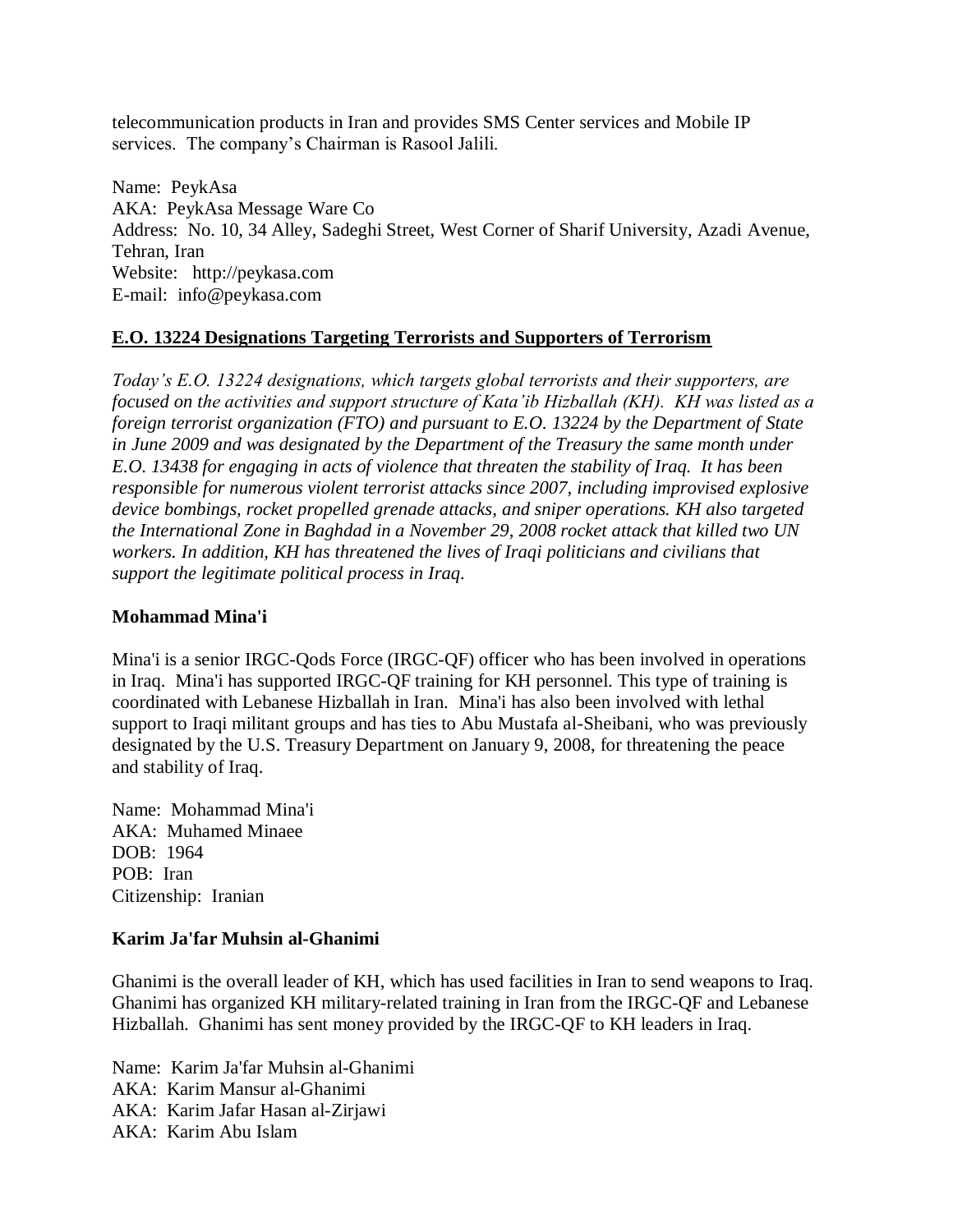telecommunication products in Iran and provides SMS Center services and Mobile IP services. The company's Chairman is Rasool Jalili.

Name: PeykAsa
AKA: PeykAsa Message Ware Co
Address: No. 10, 34 Alley, Sadeghi Street, West Corner of Sharif University, Azadi Avenue, Tehran, Iran
Website: http://peykasa.com
E-mail: info@peykasa.com

## <u>E.O. 13224 Designations Targeting Terrorists and Supporters of Terrorism</u>

*Today's E.O. 13224 designations, which targets global terrorists and their supporters, are focused on the activities and support structure of Kata'ib Hizballah (KH). KH was listed as a foreign terrorist organization (FTO) and pursuant to E.O. 13224 by the Department of State in June 2009 and was designated by the Department of the Treasury the same month under E.O. 13438 for engaging in acts of violence that threaten the stability of Iraq. It has been responsible for numerous violent terrorist attacks since 2007, including improvised explosive device bombings, rocket propelled grenade attacks, and sniper operations. KH also targeted the International Zone in Baghdad in a November 29, 2008 rocket attack that killed two UN workers. In addition, KH has threatened the lives of Iraqi politicians and civilians that support the legitimate political process in Iraq.*

### Mohammad Mina'i

Mina'i is a senior IRGC-Qods Force (IRGC-QF) officer who has been involved in operations in Iraq. Mina'i has supported IRGC-QF training for KH personnel. This type of training is coordinated with Lebanese Hizballah in Iran. Mina'i has also been involved with lethal support to Iraqi militant groups and has ties to Abu Mustafa al-Sheibani, who was previously designated by the U.S. Treasury Department on January 9, 2008, for threatening the peace and stability of Iraq.

Name: Mohammad Mina'i
AKA: Muhamed Minaee
DOB: 1964
POB: Iran
Citizenship: Iranian

### Karim Ja'far Muhsin al-Ghanimi

Ghanimi is the overall leader of KH, which has used facilities in Iran to send weapons to Iraq. Ghanimi has organized KH military-related training in Iran from the IRGC-QF and Lebanese Hizballah. Ghanimi has sent money provided by the IRGC-QF to KH leaders in Iraq.

Name: Karim Ja'far Muhsin al-Ghanimi
AKA: Karim Mansur al-Ghanimi
AKA: Karim Jafar Hasan al-Zirjawi
AKA: Karim Abu Islam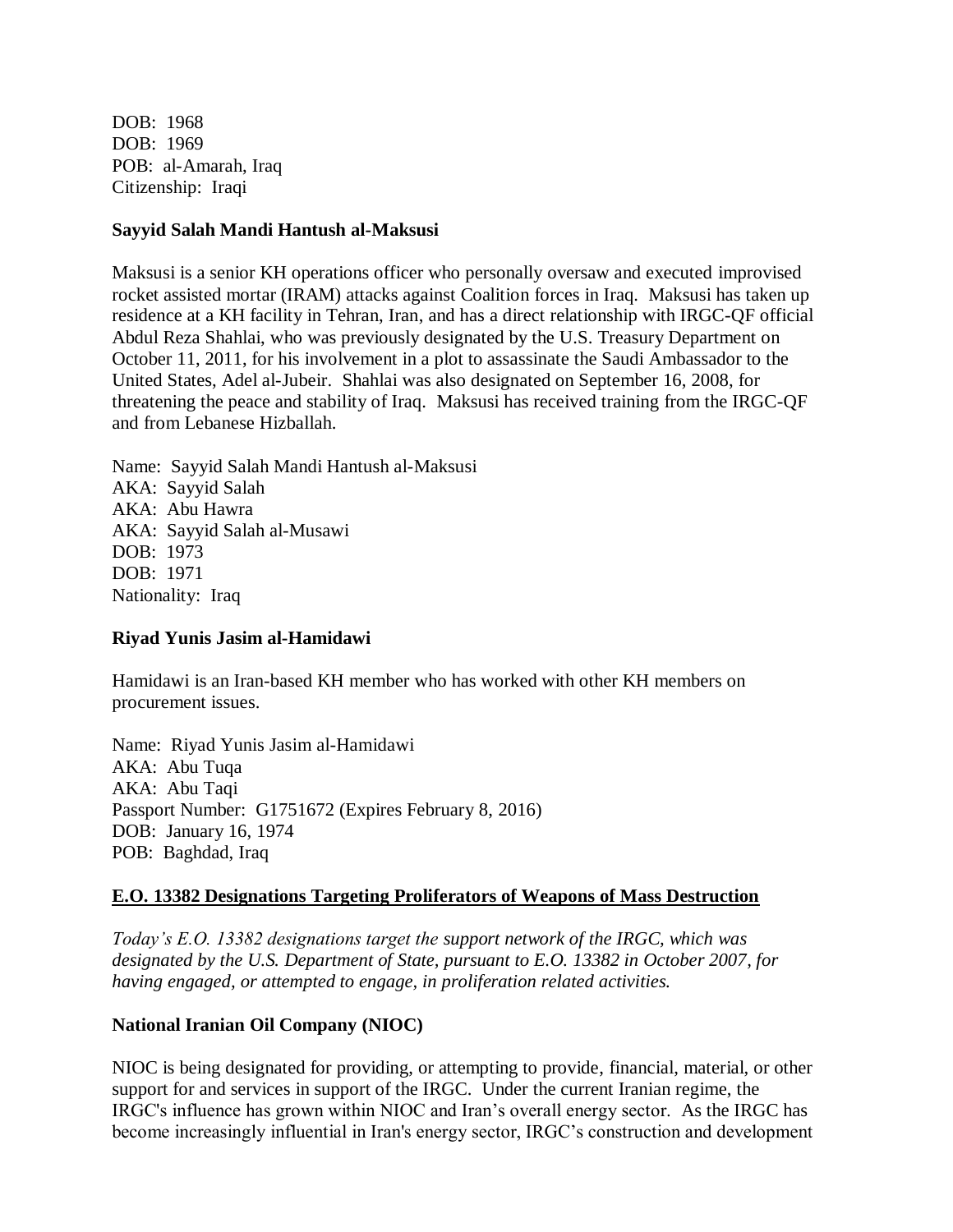DOB: 1968
DOB: 1969
POB: al-Amarah, Iraq
Citizenship: Iraqi

**Sayyid Salah Mandi Hantush al-Maksusi**

Maksusi is a senior KH operations officer who personally oversaw and executed improvised rocket assisted mortar (IRAM) attacks against Coalition forces in Iraq. Maksusi has taken up residence at a KH facility in Tehran, Iran, and has a direct relationship with IRGC-QF official Abdul Reza Shahlai, who was previously designated by the U.S. Treasury Department on October 11, 2011, for his involvement in a plot to assassinate the Saudi Ambassador to the United States, Adel al-Jubeir. Shahlai was also designated on September 16, 2008, for threatening the peace and stability of Iraq. Maksusi has received training from the IRGC-QF and from Lebanese Hizballah.

Name: Sayyid Salah Mandi Hantush al-Maksusi
AKA: Sayyid Salah
AKA: Abu Hawra
AKA: Sayyid Salah al-Musawi
DOB: 1973
DOB: 1971
Nationality: Iraq

**Riyad Yunis Jasim al-Hamidawi**

Hamidawi is an Iran-based KH member who has worked with other KH members on procurement issues.

Name: Riyad Yunis Jasim al-Hamidawi
AKA: Abu Tuqa
AKA: Abu Taqi
Passport Number: G1751672 (Expires February 8, 2016)
DOB: January 16, 1974
POB: Baghdad, Iraq

**E.O. 13382 Designations Targeting Proliferators of Weapons of Mass Destruction**

*Today's E.O. 13382 designations target the support network of the IRGC, which was designated by the U.S. Department of State, pursuant to E.O. 13382 in October 2007, for having engaged, or attempted to engage, in proliferation related activities.*

**National Iranian Oil Company (NIOC)**

NIOC is being designated for providing, or attempting to provide, financial, material, or other support for and services in support of the IRGC. Under the current Iranian regime, the IRGC's influence has grown within NIOC and Iran's overall energy sector. As the IRGC has become increasingly influential in Iran's energy sector, IRGC's construction and development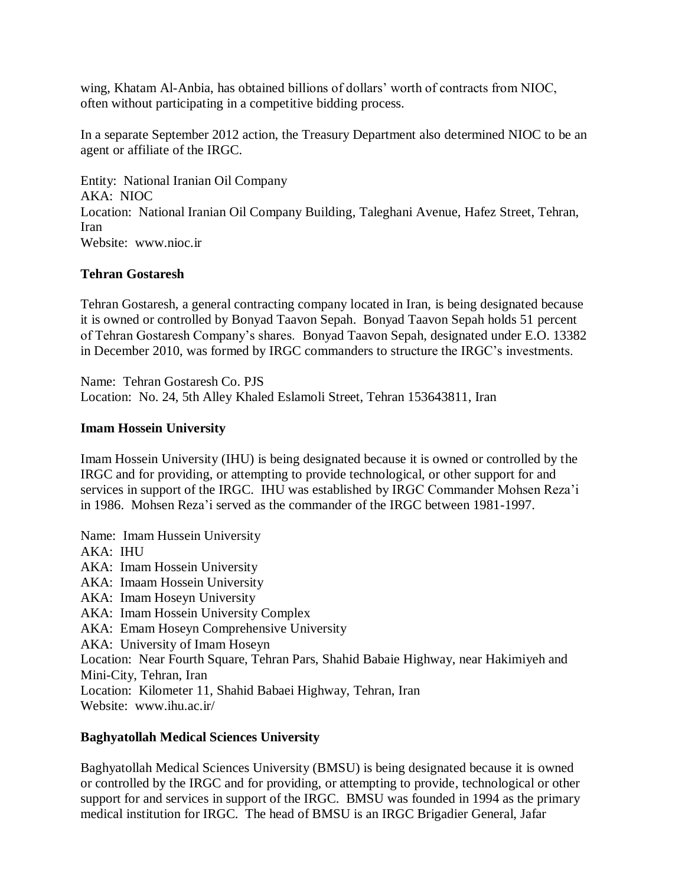wing, Khatam Al-Anbia, has obtained billions of dollars' worth of contracts from NIOC, often without participating in a competitive bidding process.

In a separate September 2012 action, the Treasury Department also determined NIOC to be an agent or affiliate of the IRGC.

Entity: National Iranian Oil Company
AKA: NIOC
Location: National Iranian Oil Company Building, Taleghani Avenue, Hafez Street, Tehran, Iran
Website: www.nioc.ir

**Tehran Gostaresh**

Tehran Gostaresh, a general contracting company located in Iran, is being designated because it is owned or controlled by Bonyad Taavon Sepah. Bonyad Taavon Sepah holds 51 percent of Tehran Gostaresh Company's shares. Bonyad Taavon Sepah, designated under E.O. 13382 in December 2010, was formed by IRGC commanders to structure the IRGC's investments.

Name: Tehran Gostaresh Co. PJS
Location: No. 24, 5th Alley Khaled Eslamoli Street, Tehran 153643811, Iran

**Imam Hossein University**

Imam Hossein University (IHU) is being designated because it is owned or controlled by the IRGC and for providing, or attempting to provide technological, or other support for and services in support of the IRGC. IHU was established by IRGC Commander Mohsen Reza'i in 1986. Mohsen Reza'i served as the commander of the IRGC between 1981-1997.

Name: Imam Hussein University
AKA: IHU
AKA: Imam Hossein University
AKA: Imaam Hossein University
AKA: Imam Hoseyn University
AKA: Imam Hossein University Complex
AKA: Emam Hoseyn Comprehensive University
AKA: University of Imam Hoseyn
Location: Near Fourth Square, Tehran Pars, Shahid Babaie Highway, near Hakimiyeh and Mini-City, Tehran, Iran
Location: Kilometer 11, Shahid Babaei Highway, Tehran, Iran
Website: www.ihu.ac.ir/

**Baghyatollah Medical Sciences University**

Baghyatollah Medical Sciences University (BMSU) is being designated because it is owned or controlled by the IRGC and for providing, or attempting to provide, technological or other support for and services in support of the IRGC. BMSU was founded in 1994 as the primary medical institution for IRGC. The head of BMSU is an IRGC Brigadier General, Jafar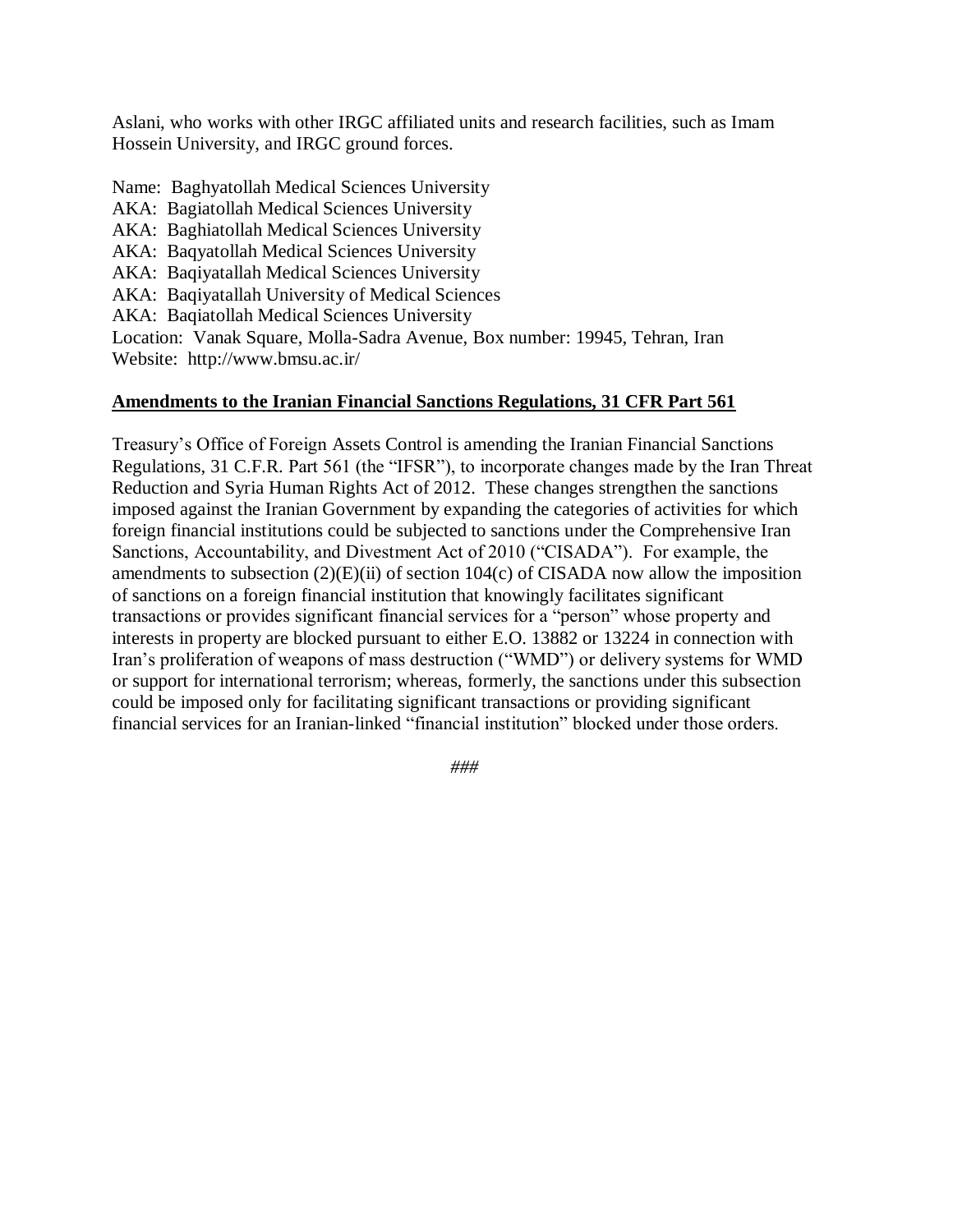Aslani, who works with other IRGC affiliated units and research facilities, such as Imam Hossein University, and IRGC ground forces.

Name: Baghyatollah Medical Sciences University
AKA: Bagiatollah Medical Sciences University
AKA: Baghiatollah Medical Sciences University
AKA: Baqyatollah Medical Sciences University
AKA: Baqiyatallah Medical Sciences University
AKA: Baqiyatallah University of Medical Sciences
AKA: Baqiatollah Medical Sciences University
Location: Vanak Square, Molla-Sadra Avenue, Box number: 19945, Tehran, Iran
Website: http://www.bmsu.ac.ir/

**Amendments to the Iranian Financial Sanctions Regulations, 31 CFR Part 561**

Treasury's Office of Foreign Assets Control is amending the Iranian Financial Sanctions Regulations, 31 C.F.R. Part 561 (the "IFSR"), to incorporate changes made by the Iran Threat Reduction and Syria Human Rights Act of 2012. These changes strengthen the sanctions imposed against the Iranian Government by expanding the categories of activities for which foreign financial institutions could be subjected to sanctions under the Comprehensive Iran Sanctions, Accountability, and Divestment Act of 2010 ("CISADA"). For example, the amendments to subsection (2)(E)(ii) of section 104(c) of CISADA now allow the imposition of sanctions on a foreign financial institution that knowingly facilitates significant transactions or provides significant financial services for a "person" whose property and interests in property are blocked pursuant to either E.O. 13882 or 13224 in connection with Iran's proliferation of weapons of mass destruction ("WMD") or delivery systems for WMD or support for international terrorism; whereas, formerly, the sanctions under this subsection could be imposed only for facilitating significant transactions or providing significant financial services for an Iranian-linked "financial institution" blocked under those orders.

###